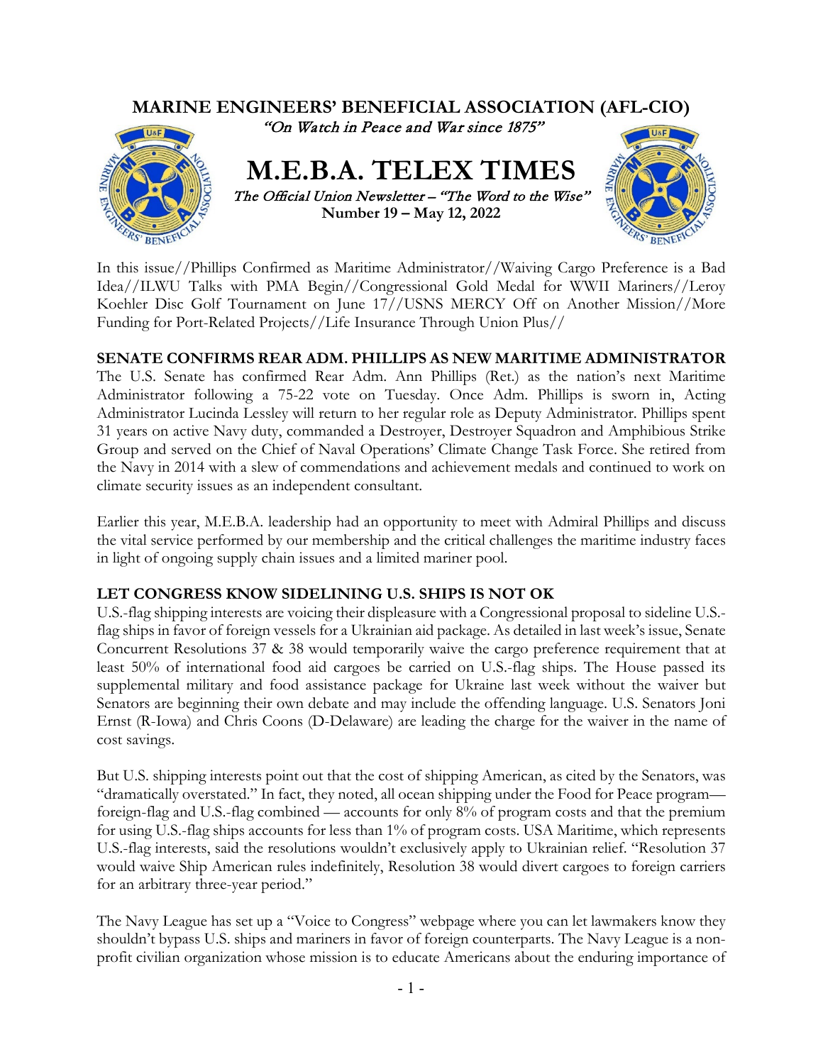# MARINE ENGINEERS' BENEFICIAL ASSOCIATION (AFL-CIO)

*"On Watch in Peace and War since 1875"*

# M.E.B.A. TELEX TIMES

*The Official Union Newsletter – "The Word to the Wise"*

**Number 19 – May 12, 2022**

In this issue//Phillips Confirmed as Maritime Administrator//Waiving Cargo Preference is a Bad Idea//ILWU Talks with PMA Begin//Congressional Gold Medal for WWII Mariners//Leroy Koehler Disc Golf Tournament on June 17//USNS MERCY Off on Another Mission//More Funding for Port-Related Projects//Life Insurance Through Union Plus//

## SENATE CONFIRMS REAR ADM. PHILLIPS AS NEW MARITIME ADMINISTRATOR

The U.S. Senate has confirmed Rear Adm. Ann Phillips (Ret.) as the nation's next Maritime Administrator following a 75-22 vote on Tuesday. Once Adm. Phillips is sworn in, Acting Administrator Lucinda Lessley will return to her regular role as Deputy Administrator. Phillips spent 31 years on active Navy duty, commanded a Destroyer, Destroyer Squadron and Amphibious Strike Group and served on the Chief of Naval Operations' Climate Change Task Force. She retired from the Navy in 2014 with a slew of commendations and achievement medals and continued to work on climate security issues as an independent consultant.

Earlier this year, M.E.B.A. leadership had an opportunity to meet with Admiral Phillips and discuss the vital service performed by our membership and the critical challenges the maritime industry faces in light of ongoing supply chain issues and a limited mariner pool.

## LET CONGRESS KNOW SIDELINING U.S. SHIPS IS NOT OK

U.S.-flag shipping interests are voicing their displeasure with a Congressional proposal to sideline U.S.-flag ships in favor of foreign vessels for a Ukrainian aid package. As detailed in last week's issue, Senate Concurrent Resolutions 37 & 38 would temporarily waive the cargo preference requirement that at least 50% of international food aid cargoes be carried on U.S.-flag ships. The House passed its supplemental military and food assistance package for Ukraine last week without the waiver but Senators are beginning their own debate and may include the offending language. U.S. Senators Joni Ernst (R-Iowa) and Chris Coons (D-Delaware) are leading the charge for the waiver in the name of cost savings.

But U.S. shipping interests point out that the cost of shipping American, as cited by the Senators, was "dramatically overstated." In fact, they noted, all ocean shipping under the Food for Peace program—foreign-flag and U.S.-flag combined — accounts for only 8% of program costs and that the premium for using U.S.-flag ships accounts for less than 1% of program costs. USA Maritime, which represents U.S.-flag interests, said the resolutions wouldn't exclusively apply to Ukrainian relief. "Resolution 37 would waive Ship American rules indefinitely, Resolution 38 would divert cargoes to foreign carriers for an arbitrary three-year period."

The Navy League has set up a "Voice to Congress" webpage where you can let lawmakers know they shouldn't bypass U.S. ships and mariners in favor of foreign counterparts. The Navy League is a non-profit civilian organization whose mission is to educate Americans about the enduring importance of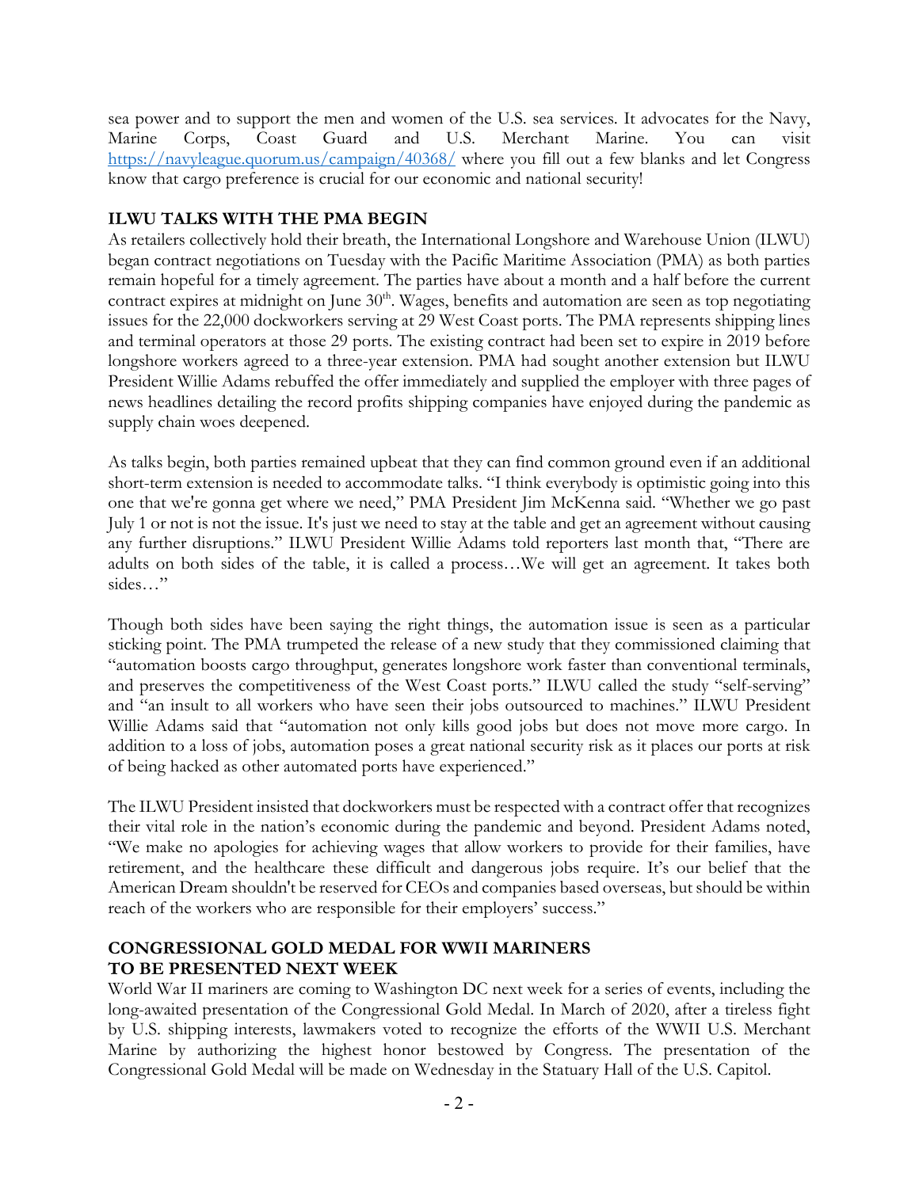sea power and to support the men and women of the U.S. sea services. It advocates for the Navy, Marine Corps, Coast Guard and U.S. Merchant Marine. You can visit https://navyleague.quorum.us/campaign/40368/ where you fill out a few blanks and let Congress know that cargo preference is crucial for our economic and national security!

## ILWU TALKS WITH THE PMA BEGIN

As retailers collectively hold their breath, the International Longshore and Warehouse Union (ILWU) began contract negotiations on Tuesday with the Pacific Maritime Association (PMA) as both parties remain hopeful for a timely agreement. The parties have about a month and a half before the current contract expires at midnight on June 30th. Wages, benefits and automation are seen as top negotiating issues for the 22,000 dockworkers serving at 29 West Coast ports. The PMA represents shipping lines and terminal operators at those 29 ports. The existing contract had been set to expire in 2019 before longshore workers agreed to a three-year extension. PMA had sought another extension but ILWU President Willie Adams rebuffed the offer immediately and supplied the employer with three pages of news headlines detailing the record profits shipping companies have enjoyed during the pandemic as supply chain woes deepened.

As talks begin, both parties remained upbeat that they can find common ground even if an additional short-term extension is needed to accommodate talks. "I think everybody is optimistic going into this one that we're gonna get where we need," PMA President Jim McKenna said. "Whether we go past July 1 or not is not the issue. It's just we need to stay at the table and get an agreement without causing any further disruptions." ILWU President Willie Adams told reporters last month that, "There are adults on both sides of the table, it is called a process…We will get an agreement. It takes both sides…"

Though both sides have been saying the right things, the automation issue is seen as a particular sticking point. The PMA trumpeted the release of a new study that they commissioned claiming that "automation boosts cargo throughput, generates longshore work faster than conventional terminals, and preserves the competitiveness of the West Coast ports." ILWU called the study "self-serving" and "an insult to all workers who have seen their jobs outsourced to machines." ILWU President Willie Adams said that "automation not only kills good jobs but does not move more cargo. In addition to a loss of jobs, automation poses a great national security risk as it places our ports at risk of being hacked as other automated ports have experienced."

The ILWU President insisted that dockworkers must be respected with a contract offer that recognizes their vital role in the nation's economic during the pandemic and beyond. President Adams noted, "We make no apologies for achieving wages that allow workers to provide for their families, have retirement, and the healthcare these difficult and dangerous jobs require. It's our belief that the American Dream shouldn't be reserved for CEOs and companies based overseas, but should be within reach of the workers who are responsible for their employers' success."

## CONGRESSIONAL GOLD MEDAL FOR WWII MARINERS TO BE PRESENTED NEXT WEEK

World War II mariners are coming to Washington DC next week for a series of events, including the long-awaited presentation of the Congressional Gold Medal. In March of 2020, after a tireless fight by U.S. shipping interests, lawmakers voted to recognize the efforts of the WWII U.S. Merchant Marine by authorizing the highest honor bestowed by Congress. The presentation of the Congressional Gold Medal will be made on Wednesday in the Statuary Hall of the U.S. Capitol.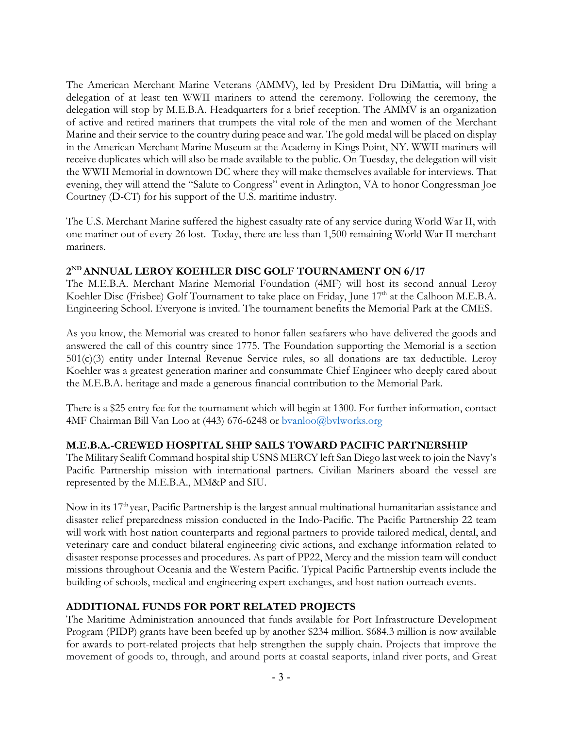The American Merchant Marine Veterans (AMMV), led by President Dru DiMattia, will bring a delegation of at least ten WWII mariners to attend the ceremony. Following the ceremony, the delegation will stop by M.E.B.A. Headquarters for a brief reception. The AMMV is an organization of active and retired mariners that trumpets the vital role of the men and women of the Merchant Marine and their service to the country during peace and war. The gold medal will be placed on display in the American Merchant Marine Museum at the Academy in Kings Point, NY. WWII mariners will receive duplicates which will also be made available to the public. On Tuesday, the delegation will visit the WWII Memorial in downtown DC where they will make themselves available for interviews. That evening, they will attend the "Salute to Congress" event in Arlington, VA to honor Congressman Joe Courtney (D-CT) for his support of the U.S. maritime industry.

The U.S. Merchant Marine suffered the highest casualty rate of any service during World War II, with one mariner out of every 26 lost. Today, there are less than 1,500 remaining World War II merchant mariners.

## 2ND ANNUAL LEROY KOEHLER DISC GOLF TOURNAMENT ON 6/17

The M.E.B.A. Merchant Marine Memorial Foundation (4MF) will host its second annual Leroy Koehler Disc (Frisbee) Golf Tournament to take place on Friday, June 17th at the Calhoon M.E.B.A. Engineering School. Everyone is invited. The tournament benefits the Memorial Park at the CMES.

As you know, the Memorial was created to honor fallen seafarers who have delivered the goods and answered the call of this country since 1775. The Foundation supporting the Memorial is a section 501(c)(3) entity under Internal Revenue Service rules, so all donations are tax deductible. Leroy Koehler was a greatest generation mariner and consummate Chief Engineer who deeply cared about the M.E.B.A. heritage and made a generous financial contribution to the Memorial Park.

There is a $25 entry fee for the tournament which will begin at 1300. For further information, contact 4MF Chairman Bill Van Loo at (443) 676-6248 or bvanloo@bvlworks.org

## M.E.B.A.-CREWED HOSPITAL SHIP SAILS TOWARD PACIFIC PARTNERSHIP

The Military Sealift Command hospital ship USNS MERCY left San Diego last week to join the Navy's Pacific Partnership mission with international partners. Civilian Mariners aboard the vessel are represented by the M.E.B.A., MM&P and SIU.

Now in its 17th year, Pacific Partnership is the largest annual multinational humanitarian assistance and disaster relief preparedness mission conducted in the Indo-Pacific. The Pacific Partnership 22 team will work with host nation counterparts and regional partners to provide tailored medical, dental, and veterinary care and conduct bilateral engineering civic actions, and exchange information related to disaster response processes and procedures. As part of PP22, Mercy and the mission team will conduct missions throughout Oceania and the Western Pacific. Typical Pacific Partnership events include the building of schools, medical and engineering expert exchanges, and host nation outreach events.

## ADDITIONAL FUNDS FOR PORT RELATED PROJECTS

The Maritime Administration announced that funds available for Port Infrastructure Development Program (PIDP) grants have been beefed up by another $234 million. $684.3 million is now available for awards to port-related projects that help strengthen the supply chain. Projects that improve the movement of goods to, through, and around ports at coastal seaports, inland river ports, and Great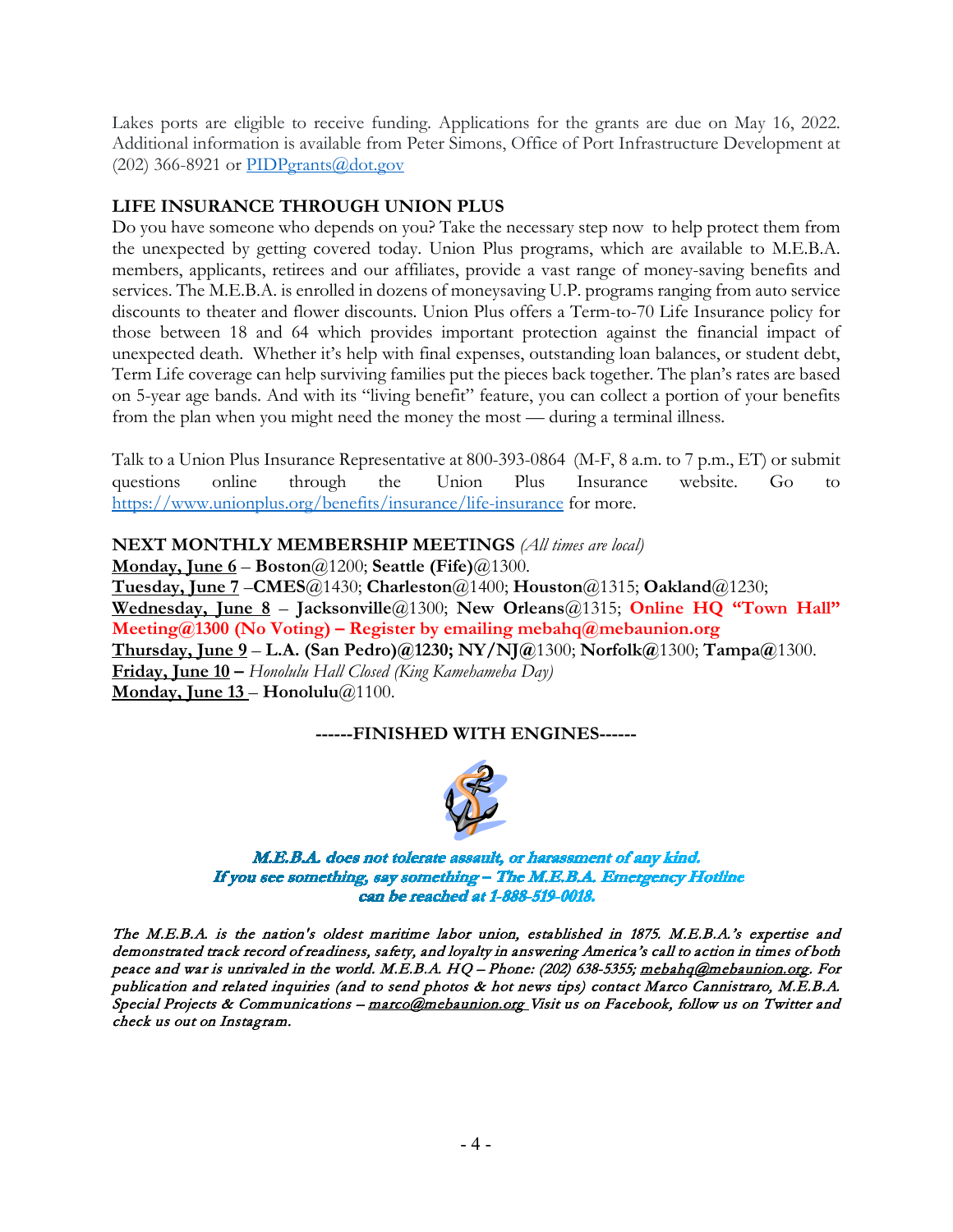Lakes ports are eligible to receive funding. Applications for the grants are due on May 16, 2022. Additional information is available from Peter Simons, Office of Port Infrastructure Development at (202) 366-8921 or PIDPgrants@dot.gov

**LIFE INSURANCE THROUGH UNION PLUS**

Do you have someone who depends on you? Take the necessary step now to help protect them from the unexpected by getting covered today. Union Plus programs, which are available to M.E.B.A. members, applicants, retirees and our affiliates, provide a vast range of money-saving benefits and services. The M.E.B.A. is enrolled in dozens of moneysaving U.P. programs ranging from auto service discounts to theater and flower discounts. Union Plus offers a Term-to-70 Life Insurance policy for those between 18 and 64 which provides important protection against the financial impact of unexpected death. Whether it's help with final expenses, outstanding loan balances, or student debt, Term Life coverage can help surviving families put the pieces back together. The plan's rates are based on 5-year age bands. And with its "living benefit" feature, you can collect a portion of your benefits from the plan when you might need the money the most — during a terminal illness.

Talk to a Union Plus Insurance Representative at 800-393-0864 (M-F, 8 a.m. to 7 p.m., ET) or submit questions online through the Union Plus Insurance website. Go to https://www.unionplus.org/benefits/insurance/life-insurance for more.

**NEXT MONTHLY MEMBERSHIP MEETINGS** *(All times are local)*

**Monday, June 6** – **Boston**@1200; **Seattle (Fife)**@1300.
**Tuesday, June 7** –**CMES**@1430; **Charleston**@1400; **Houston**@1315; **Oakland**@1230;
**Wednesday, June 8** – **Jacksonville**@1300; **New Orleans**@1315; **Online HQ "Town Hall" Meeting@1300 (No Voting) – Register by emailing mebahq@mebaunion.org**
**Thursday, June 9** – **L.A. (San Pedro)@1230; NY/NJ@**1300; **Norfolk@**1300; **Tampa@**1300.
**Friday, June 10 –** *Honolulu Hall Closed (King Kamehameha Day)*
**Monday, June 13** – **Honolulu**@1100.

**------FINISHED WITH ENGINES------**

*M.E.B.A. does not tolerate assault, or harassment of any kind.*
*If you see something, say something – The M.E.B.A. Emergency Hotline can be reached at 1-888-519-0018.*

*The M.E.B.A. is the nation's oldest maritime labor union, established in 1875. M.E.B.A.'s expertise and demonstrated track record of readiness, safety, and loyalty in answering America's call to action in times of both peace and war is unrivaled in the world. M.E.B.A. HQ – Phone: (202) 638-5355; mebahq@mebaunion.org. For publication and related inquiries (and to send photos & hot news tips) contact Marco Cannistraro, M.E.B.A. Special Projects & Communications – marco@mebaunion.org Visit us on Facebook, follow us on Twitter and check us out on Instagram.*